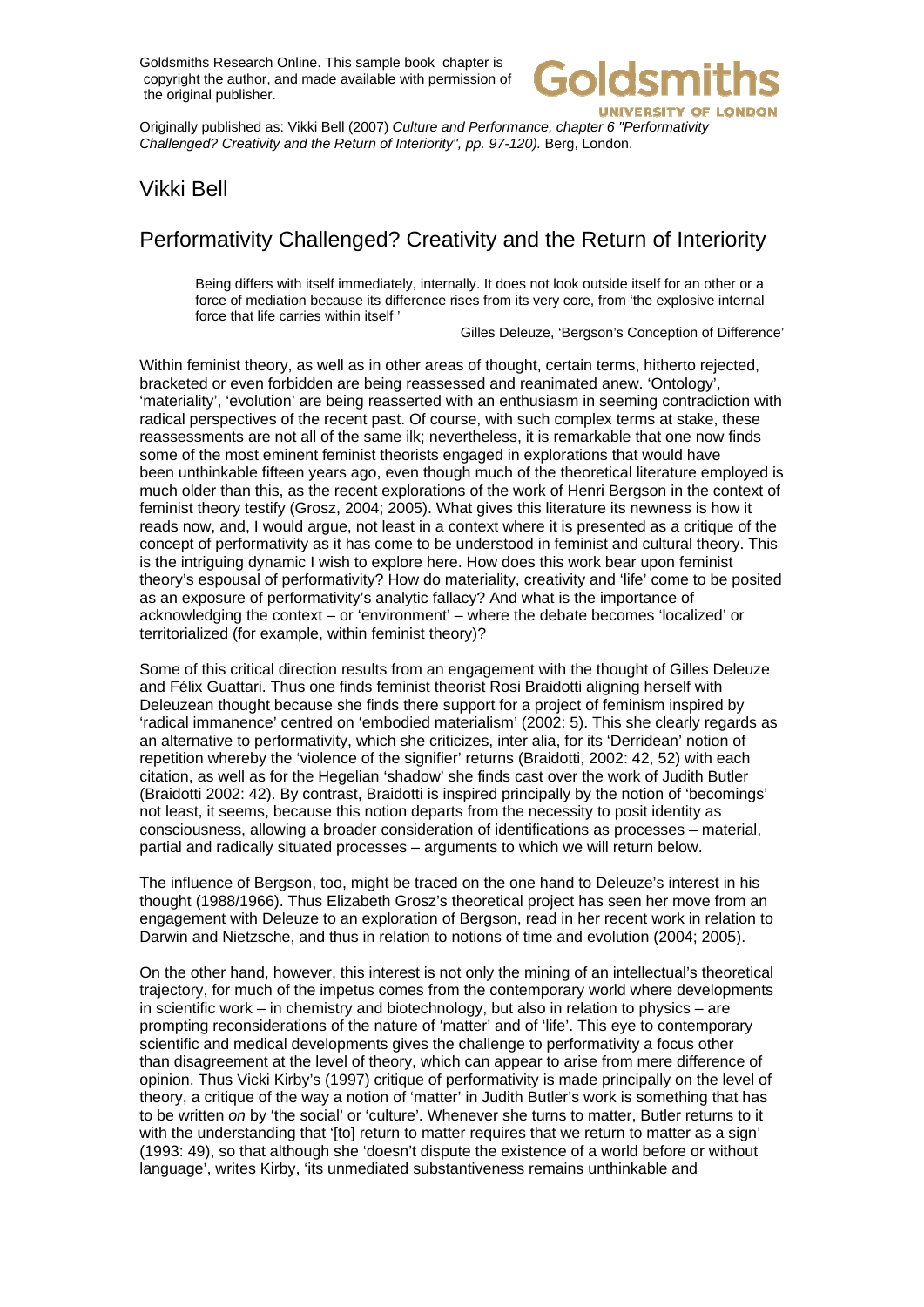Goldsmiths Research Online. This sample book chapter is copyright the author, and made available with permission of the original publisher.

Originally published as: Vikki Bell (2007) *Culture and Performance, chapter 6 "Performativity Challenged? Creativity and the Return of Interiority", pp. 97-120).* Berg, London.

## Vikki Bell

# Performativity Challenged? Creativity and the Return of Interiority

> Being differs with itself immediately, internally. It does not look outside itself for an other or a force of mediation because its difference rises from its very core, from 'the explosive internal force that life carries within itself '
>
> Gilles Deleuze, 'Bergson's Conception of Difference'

Within feminist theory, as well as in other areas of thought, certain terms, hitherto rejected, bracketed or even forbidden are being reassessed and reanimated anew. 'Ontology', 'materiality', 'evolution' are being reasserted with an enthusiasm in seeming contradiction with radical perspectives of the recent past. Of course, with such complex terms at stake, these reassessments are not all of the same ilk; nevertheless, it is remarkable that one now finds some of the most eminent feminist theorists engaged in explorations that would have been unthinkable fifteen years ago, even though much of the theoretical literature employed is much older than this, as the recent explorations of the work of Henri Bergson in the context of feminist theory testify (Grosz, 2004; 2005). What gives this literature its newness is how it reads now, and, I would argue, not least in a context where it is presented as a critique of the concept of performativity as it has come to be understood in feminist and cultural theory. This is the intriguing dynamic I wish to explore here. How does this work bear upon feminist theory's espousal of performativity? How do materiality, creativity and 'life' come to be posited as an exposure of performativity's analytic fallacy? And what is the importance of acknowledging the context – or 'environment' – where the debate becomes 'localized' or territorialized (for example, within feminist theory)?

Some of this critical direction results from an engagement with the thought of Gilles Deleuze and Félix Guattari. Thus one finds feminist theorist Rosi Braidotti aligning herself with Deleuzean thought because she finds there support for a project of feminism inspired by 'radical immanence' centred on 'embodied materialism' (2002: 5). This she clearly regards as an alternative to performativity, which she criticizes, inter alia, for its 'Derridean' notion of repetition whereby the 'violence of the signifier' returns (Braidotti, 2002: 42, 52) with each citation, as well as for the Hegelian 'shadow' she finds cast over the work of Judith Butler (Braidotti 2002: 42). By contrast, Braidotti is inspired principally by the notion of 'becomings' not least, it seems, because this notion departs from the necessity to posit identity as consciousness, allowing a broader consideration of identifications as processes – material, partial and radically situated processes – arguments to which we will return below.

The influence of Bergson, too, might be traced on the one hand to Deleuze's interest in his thought (1988/1966). Thus Elizabeth Grosz's theoretical project has seen her move from an engagement with Deleuze to an exploration of Bergson, read in her recent work in relation to Darwin and Nietzsche, and thus in relation to notions of time and evolution (2004; 2005).

On the other hand, however, this interest is not only the mining of an intellectual's theoretical trajectory, for much of the impetus comes from the contemporary world where developments in scientific work – in chemistry and biotechnology, but also in relation to physics – are prompting reconsiderations of the nature of 'matter' and of 'life'. This eye to contemporary scientific and medical developments gives the challenge to performativity a focus other than disagreement at the level of theory, which can appear to arise from mere difference of opinion. Thus Vicki Kirby's (1997) critique of performativity is made principally on the level of theory, a critique of the way a notion of 'matter' in Judith Butler's work is something that has to be written *on* by 'the social' or 'culture'. Whenever she turns to matter, Butler returns to it with the understanding that '[to] return to matter requires that we return to matter as a sign' (1993: 49), so that although she 'doesn't dispute the existence of a world before or without language', writes Kirby, 'its unmediated substantiveness remains unthinkable and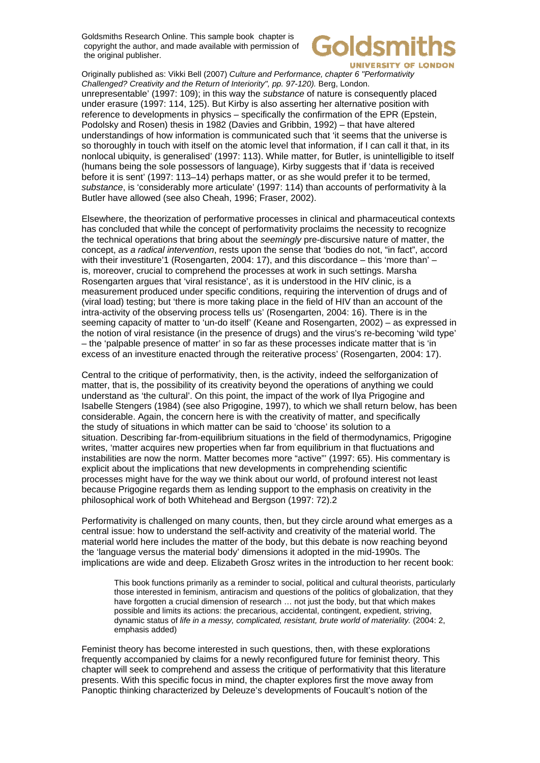unrepresentable' (1997: 109); in this way the *substance* of nature is consequently placed under erasure (1997: 114, 125). But Kirby is also asserting her alternative position with reference to developments in physics – specifically the confirmation of the EPR (Epstein, Podolsky and Rosen) thesis in 1982 (Davies and Gribbin, 1992) – that have altered understandings of how information is communicated such that 'it seems that the universe is so thoroughly in touch with itself on the atomic level that information, if I can call it that, in its nonlocal ubiquity, is generalised' (1997: 113). While matter, for Butler, is unintelligible to itself (humans being the sole possessors of language), Kirby suggests that if 'data is received before it is sent' (1997: 113–14) perhaps matter, or as she would prefer it to be termed, *substance*, is 'considerably more articulate' (1997: 114) than accounts of performativity à la Butler have allowed (see also Cheah, 1996; Fraser, 2002).

Elsewhere, the theorization of performative processes in clinical and pharmaceutical contexts has concluded that while the concept of performativity proclaims the necessity to recognize the technical operations that bring about the *seemingly* pre-discursive nature of matter, the concept, *as a radical intervention*, rests upon the sense that 'bodies do not, "in fact", accord with their investiture'[1] (Rosengarten, 2004: 17), and this discordance – this 'more than' – is, moreover, crucial to comprehend the processes at work in such settings. Marsha Rosengarten argues that 'viral resistance', as it is understood in the HIV clinic, is a measurement produced under specific conditions, requiring the intervention of drugs and of (viral load) testing; but 'there is more taking place in the field of HIV than an account of the intra-activity of the observing process tells us' (Rosengarten, 2004: 16). There is in the seeming capacity of matter to 'un-do itself' (Keane and Rosengarten, 2002) – as expressed in the notion of viral resistance (in the presence of drugs) and the virus's re-becoming 'wild type' – the 'palpable presence of matter' in so far as these processes indicate matter that is 'in excess of an investiture enacted through the reiterative process' (Rosengarten, 2004: 17).

Central to the critique of performativity, then, is the activity, indeed the selforganization of matter, that is, the possibility of its creativity beyond the operations of anything we could understand as 'the cultural'. On this point, the impact of the work of Ilya Prigogine and Isabelle Stengers (1984) (see also Prigogine, 1997), to which we shall return below, has been considerable. Again, the concern here is with the creativity of matter, and specifically the study of situations in which matter can be said to 'choose' its solution to a situation. Describing far-from-equilibrium situations in the field of thermodynamics, Prigogine writes, 'matter acquires new properties when far from equilibrium in that fluctuations and instabilities are now the norm. Matter becomes more "active"' (1997: 65). His commentary is explicit about the implications that new developments in comprehending scientific processes might have for the way we think about our world, of profound interest not least because Prigogine regards them as lending support to the emphasis on creativity in the philosophical work of both Whitehead and Bergson (1997: 72).[2]

Performativity is challenged on many counts, then, but they circle around what emerges as a central issue: how to understand the self-activity and creativity of the material world. The material world here includes the matter of the body, but this debate is now reaching beyond the 'language versus the material body' dimensions it adopted in the mid-1990s. The implications are wide and deep. Elizabeth Grosz writes in the introduction to her recent book:

> This book functions primarily as a reminder to social, political and cultural theorists, particularly those interested in feminism, antiracism and questions of the politics of globalization, that they have forgotten a crucial dimension of research … not just the body, but that which makes possible and limits its actions: the precarious, accidental, contingent, expedient, striving, dynamic status of *life in a messy, complicated, resistant, brute world of materiality.* (2004: 2, emphasis added)

Feminist theory has become interested in such questions, then, with these explorations frequently accompanied by claims for a newly reconfigured future for feminist theory. This chapter will seek to comprehend and assess the critique of performativity that this literature presents. With this specific focus in mind, the chapter explores first the move away from Panoptic thinking characterized by Deleuze's developments of Foucault's notion of the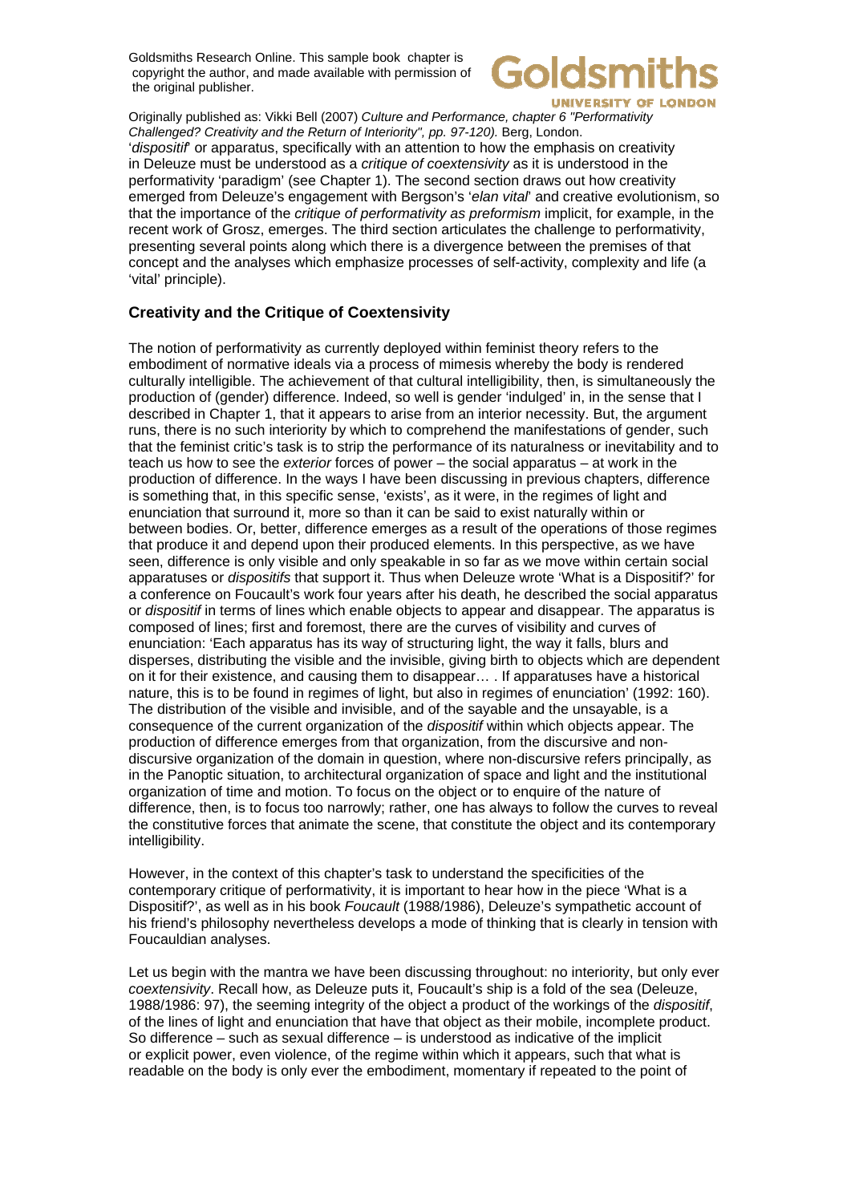'*dispositif*' or apparatus, specifically with an attention to how the emphasis on creativity in Deleuze must be understood as a *critique of coextensivity* as it is understood in the performativity 'paradigm' (see Chapter 1). The second section draws out how creativity emerged from Deleuze's engagement with Bergson's '*elan vital*' and creative evolutionism, so that the importance of the *critique of performativity as preformism* implicit, for example, in the recent work of Grosz, emerges. The third section articulates the challenge to performativity, presenting several points along which there is a divergence between the premises of that concept and the analyses which emphasize processes of self-activity, complexity and life (a 'vital' principle).

## Creativity and the Critique of Coextensivity

The notion of performativity as currently deployed within feminist theory refers to the embodiment of normative ideals via a process of mimesis whereby the body is rendered culturally intelligible. The achievement of that cultural intelligibility, then, is simultaneously the production of (gender) difference. Indeed, so well is gender 'indulged' in, in the sense that I described in Chapter 1, that it appears to arise from an interior necessity. But, the argument runs, there is no such interiority by which to comprehend the manifestations of gender, such that the feminist critic's task is to strip the performance of its naturalness or inevitability and to teach us how to see the *exterior* forces of power – the social apparatus – at work in the production of difference. In the ways I have been discussing in previous chapters, difference is something that, in this specific sense, 'exists', as it were, in the regimes of light and enunciation that surround it, more so than it can be said to exist naturally within or between bodies. Or, better, difference emerges as a result of the operations of those regimes that produce it and depend upon their produced elements. In this perspective, as we have seen, difference is only visible and only speakable in so far as we move within certain social apparatuses or *dispositifs* that support it. Thus when Deleuze wrote 'What is a Dispositif?' for a conference on Foucault's work four years after his death, he described the social apparatus or *dispositif* in terms of lines which enable objects to appear and disappear. The apparatus is composed of lines; first and foremost, there are the curves of visibility and curves of enunciation: 'Each apparatus has its way of structuring light, the way it falls, blurs and disperses, distributing the visible and the invisible, giving birth to objects which are dependent on it for their existence, and causing them to disappear… . If apparatuses have a historical nature, this is to be found in regimes of light, but also in regimes of enunciation' (1992: 160). The distribution of the visible and invisible, and of the sayable and the unsayable, is a consequence of the current organization of the *dispositif* within which objects appear. The production of difference emerges from that organization, from the discursive and non-discursive organization of the domain in question, where non-discursive refers principally, as in the Panoptic situation, to architectural organization of space and light and the institutional organization of time and motion. To focus on the object or to enquire of the nature of difference, then, is to focus too narrowly; rather, one has always to follow the curves to reveal the constitutive forces that animate the scene, that constitute the object and its contemporary intelligibility.

However, in the context of this chapter's task to understand the specificities of the contemporary critique of performativity, it is important to hear how in the piece 'What is a Dispositif?', as well as in his book *Foucault* (1988/1986), Deleuze's sympathetic account of his friend's philosophy nevertheless develops a mode of thinking that is clearly in tension with Foucauldian analyses.

Let us begin with the mantra we have been discussing throughout: no interiority, but only ever *coextensivity*. Recall how, as Deleuze puts it, Foucault's ship is a fold of the sea (Deleuze, 1988/1986: 97), the seeming integrity of the object a product of the workings of the *dispositif*, of the lines of light and enunciation that have that object as their mobile, incomplete product. So difference – such as sexual difference – is understood as indicative of the implicit or explicit power, even violence, of the regime within which it appears, such that what is readable on the body is only ever the embodiment, momentary if repeated to the point of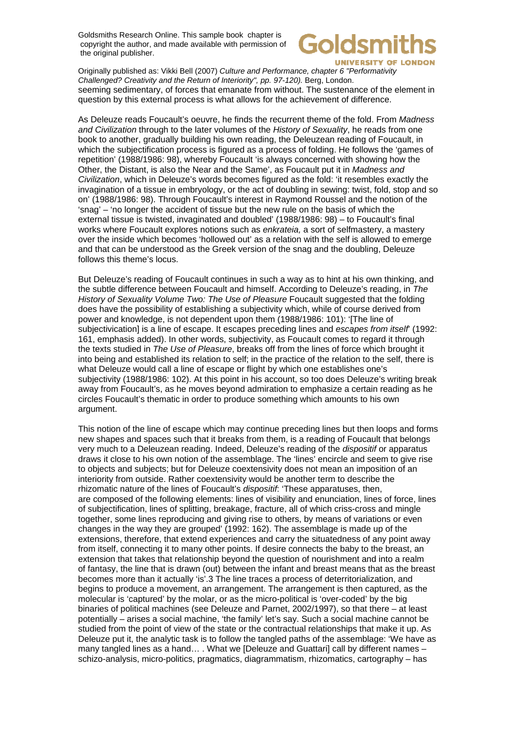seeming sedimentary, of forces that emanate from without. The sustenance of the element in question by this external process is what allows for the achievement of difference.

As Deleuze reads Foucault's oeuvre, he finds the recurrent theme of the fold. From *Madness and Civilization* through to the later volumes of the *History of Sexuality*, he reads from one book to another, gradually building his own reading, the Deleuzean reading of Foucault, in which the subjectification process is figured as a process of folding. He follows the 'games of repetition' (1988/1986: 98), whereby Foucault 'is always concerned with showing how the Other, the Distant, is also the Near and the Same', as Foucault put it in *Madness and Civilization*, which in Deleuze's words becomes figured as the fold: 'it resembles exactly the invagination of a tissue in embryology, or the act of doubling in sewing: twist, fold, stop and so on' (1988/1986: 98). Through Foucault's interest in Raymond Roussel and the notion of the 'snag' – 'no longer the accident of tissue but the new rule on the basis of which the external tissue is twisted, invaginated and doubled' (1988/1986: 98) – to Foucault's final works where Foucault explores notions such as *enkrateia,* a sort of selfmastery, a mastery over the inside which becomes 'hollowed out' as a relation with the self is allowed to emerge and that can be understood as the Greek version of the snag and the doubling, Deleuze follows this theme's locus.

But Deleuze's reading of Foucault continues in such a way as to hint at his own thinking, and the subtle difference between Foucault and himself. According to Deleuze's reading, in *The History of Sexuality Volume Two: The Use of Pleasure* Foucault suggested that the folding does have the possibility of establishing a subjectivity which, while of course derived from power and knowledge, is not dependent upon them (1988/1986: 101): '[The line of subjectivication] is a line of escape. It escapes preceding lines and *escapes from itself*' (1992: 161, emphasis added). In other words, subjectivity, as Foucault comes to regard it through the texts studied in *The Use of Pleasure*, breaks off from the lines of force which brought it into being and established its relation to self; in the practice of the relation to the self, there is what Deleuze would call a line of escape or flight by which one establishes one's subjectivity (1988/1986: 102). At this point in his account, so too does Deleuze's writing break away from Foucault's, as he moves beyond admiration to emphasize a certain reading as he circles Foucault's thematic in order to produce something which amounts to his own argument.

This notion of the line of escape which may continue preceding lines but then loops and forms new shapes and spaces such that it breaks from them, is a reading of Foucault that belongs very much to a Deleuzean reading. Indeed, Deleuze's reading of the *dispositif* or apparatus draws it close to his own notion of the assemblage. The 'lines' encircle and seem to give rise to objects and subjects; but for Deleuze coextensivity does not mean an imposition of an interiority from outside. Rather coextensivity would be another term to describe the rhizomatic nature of the lines of Foucault's *dispositif*: 'These apparatuses, then, are composed of the following elements: lines of visibility and enunciation, lines of force, lines of subjectification, lines of splitting, breakage, fracture, all of which criss-cross and mingle together, some lines reproducing and giving rise to others, by means of variations or even changes in the way they are grouped' (1992: 162). The assemblage is made up of the extensions, therefore, that extend experiences and carry the situatedness of any point away from itself, connecting it to many other points. If desire connects the baby to the breast, an extension that takes that relationship beyond the question of nourishment and into a realm of fantasy, the line that is drawn (out) between the infant and breast means that as the breast becomes more than it actually 'is'.[3] The line traces a process of deterritorialization, and begins to produce a movement, an arrangement. The arrangement is then captured, as the molecular is 'captured' by the molar, or as the micro-political is 'over-coded' by the big binaries of political machines (see Deleuze and Parnet, 2002/1997), so that there – at least potentially – arises a social machine, 'the family' let's say. Such a social machine cannot be studied from the point of view of the state or the contractual relationships that make it up. As Deleuze put it, the analytic task is to follow the tangled paths of the assemblage: 'We have as many tangled lines as a hand… . What we [Deleuze and Guattari] call by different names – schizo-analysis, micro-politics, pragmatics, diagrammatism, rhizomatics, cartography – has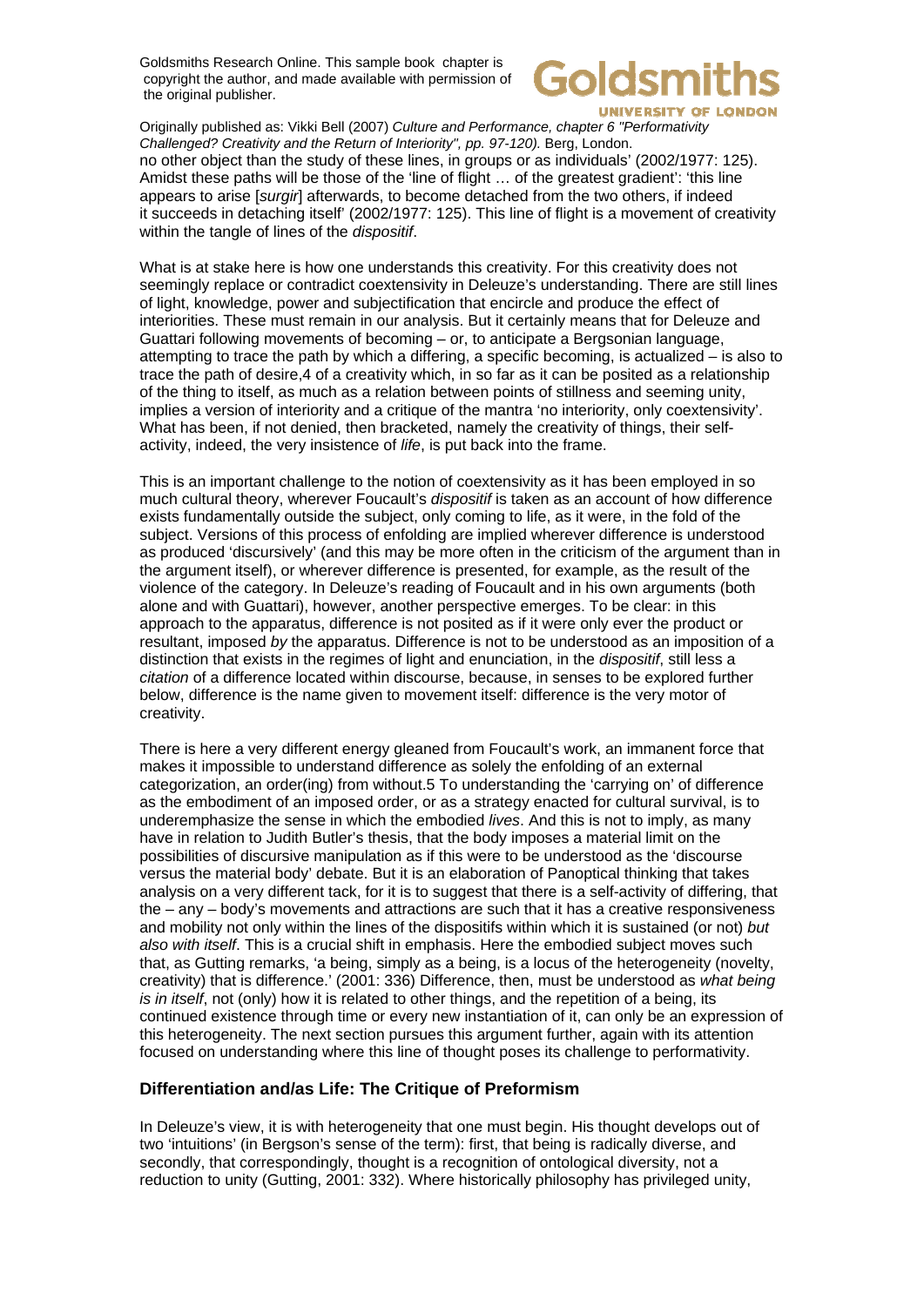no other object than the study of these lines, in groups or as individuals' (2002/1977: 125). Amidst these paths will be those of the 'line of flight … of the greatest gradient': 'this line appears to arise [*surgir*] afterwards, to become detached from the two others, if indeed it succeeds in detaching itself' (2002/1977: 125). This line of flight is a movement of creativity within the tangle of lines of the *dispositif*.

What is at stake here is how one understands this creativity. For this creativity does not seemingly replace or contradict coextensivity in Deleuze's understanding. There are still lines of light, knowledge, power and subjectification that encircle and produce the effect of interiorities. These must remain in our analysis. But it certainly means that for Deleuze and Guattari following movements of becoming – or, to anticipate a Bergsonian language, attempting to trace the path by which a differing, a specific becoming, is actualized – is also to trace the path of desire,4 of a creativity which, in so far as it can be posited as a relationship of the thing to itself, as much as a relation between points of stillness and seeming unity, implies a version of interiority and a critique of the mantra 'no interiority, only coextensivity'. What has been, if not denied, then bracketed, namely the creativity of things, their self-activity, indeed, the very insistence of *life*, is put back into the frame.

This is an important challenge to the notion of coextensivity as it has been employed in so much cultural theory, wherever Foucault's *dispositif* is taken as an account of how difference exists fundamentally outside the subject, only coming to life, as it were, in the fold of the subject. Versions of this process of enfolding are implied wherever difference is understood as produced 'discursively' (and this may be more often in the criticism of the argument than in the argument itself), or wherever difference is presented, for example, as the result of the violence of the category. In Deleuze's reading of Foucault and in his own arguments (both alone and with Guattari), however, another perspective emerges. To be clear: in this approach to the apparatus, difference is not posited as if it were only ever the product or resultant, imposed *by* the apparatus. Difference is not to be understood as an imposition of a distinction that exists in the regimes of light and enunciation, in the *dispositif*, still less a *citation* of a difference located within discourse, because, in senses to be explored further below, difference is the name given to movement itself: difference is the very motor of creativity.

There is here a very different energy gleaned from Foucault's work, an immanent force that makes it impossible to understand difference as solely the enfolding of an external categorization, an order(ing) from without.5 To understanding the 'carrying on' of difference as the embodiment of an imposed order, or as a strategy enacted for cultural survival, is to underemphasize the sense in which the embodied *lives*. And this is not to imply, as many have in relation to Judith Butler's thesis, that the body imposes a material limit on the possibilities of discursive manipulation as if this were to be understood as the 'discourse versus the material body' debate. But it is an elaboration of Panoptical thinking that takes analysis on a very different tack, for it is to suggest that there is a self-activity of differing, that the – any – body's movements and attractions are such that it has a creative responsiveness and mobility not only within the lines of the dispositifs within which it is sustained (or not) *but also with itself*. This is a crucial shift in emphasis. Here the embodied subject moves such that, as Gutting remarks, 'a being, simply as a being, is a locus of the heterogeneity (novelty, creativity) that is difference.' (2001: 336) Difference, then, must be understood as *what being is in itself*, not (only) how it is related to other things, and the repetition of a being, its continued existence through time or every new instantiation of it, can only be an expression of this heterogeneity. The next section pursues this argument further, again with its attention focused on understanding where this line of thought poses its challenge to performativity.

## Differentiation and/as Life: The Critique of Preformism

In Deleuze's view, it is with heterogeneity that one must begin. His thought develops out of two 'intuitions' (in Bergson's sense of the term): first, that being is radically diverse, and secondly, that correspondingly, thought is a recognition of ontological diversity, not a reduction to unity (Gutting, 2001: 332). Where historically philosophy has privileged unity,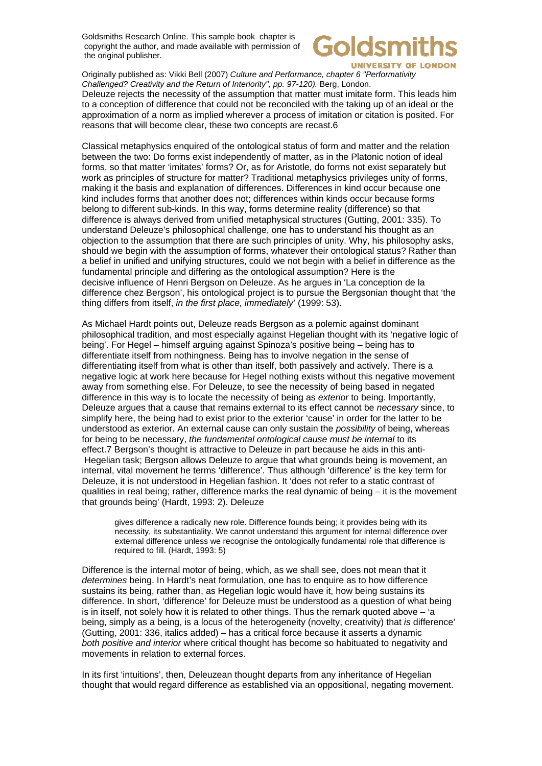Deleuze rejects the necessity of the assumption that matter must imitate form. This leads him to a conception of difference that could not be reconciled with the taking up of an ideal or the approximation of a norm as implied wherever a process of imitation or citation is posited. For reasons that will become clear, these two concepts are recast.6

Classical metaphysics enquired of the ontological status of form and matter and the relation between the two: Do forms exist independently of matter, as in the Platonic notion of ideal forms, so that matter 'imitates' forms? Or, as for Aristotle, do forms not exist separately but work as principles of structure for matter? Traditional metaphysics privileges unity of forms, making it the basis and explanation of differences. Differences in kind occur because one kind includes forms that another does not; differences within kinds occur because forms belong to different sub-kinds. In this way, forms determine reality (difference) so that difference is always derived from unified metaphysical structures (Gutting, 2001: 335). To understand Deleuze's philosophical challenge, one has to understand his thought as an objection to the assumption that there are such principles of unity. Why, his philosophy asks, should we begin with the assumption of forms, whatever their ontological status? Rather than a belief in unified and unifying structures, could we not begin with a belief in difference as the fundamental principle and differing as the ontological assumption? Here is the decisive influence of Henri Bergson on Deleuze. As he argues in 'La conception de la difference chez Bergson', his ontological project is to pursue the Bergsonian thought that 'the thing differs from itself, *in the first place, immediately*' (1999: 53).

As Michael Hardt points out, Deleuze reads Bergson as a polemic against dominant philosophical tradition, and most especially against Hegelian thought with its 'negative logic of being'. For Hegel – himself arguing against Spinoza's positive being – being has to differentiate itself from nothingness. Being has to involve negation in the sense of differentiating itself from what is other than itself, both passively and actively. There is a negative logic at work here because for Hegel nothing exists without this negative movement away from something else. For Deleuze, to see the necessity of being based in negated difference in this way is to locate the necessity of being as *exterior* to being. Importantly, Deleuze argues that a cause that remains external to its effect cannot be *necessary* since, to simplify here, the being had to exist prior to the exterior 'cause' in order for the latter to be understood as exterior. An external cause can only sustain the *possibility* of being, whereas for being to be necessary, *the fundamental ontological cause must be internal* to its effect.7 Bergson's thought is attractive to Deleuze in part because he aids in this anti-Hegelian task; Bergson allows Deleuze to argue that what grounds being is movement, an internal, vital movement he terms 'difference'. Thus although 'difference' is the key term for Deleuze, it is not understood in Hegelian fashion. It 'does not refer to a static contrast of qualities in real being; rather, difference marks the real dynamic of being – it is the movement that grounds being' (Hardt, 1993: 2). Deleuze

> gives difference a radically new role. Difference founds being; it provides being with its necessity, its substantiality. We cannot understand this argument for internal difference over external difference unless we recognise the ontologically fundamental role that difference is required to fill. (Hardt, 1993: 5)

Difference is the internal motor of being, which, as we shall see, does not mean that it *determines* being. In Hardt's neat formulation, one has to enquire as to how difference sustains its being, rather than, as Hegelian logic would have it, how being sustains its difference. In short, 'difference' for Deleuze must be understood as a question of what being is in itself, not solely how it is related to other things. Thus the remark quoted above – 'a being, simply as a being, is a locus of the heterogeneity (novelty, creativity) that *is* difference' (Gutting, 2001: 336, italics added) – has a critical force because it asserts a dynamic *both positive and interior* where critical thought has become so habituated to negativity and movements in relation to external forces.

In its first 'intuitions', then, Deleuzean thought departs from any inheritance of Hegelian thought that would regard difference as established via an oppositional, negating movement.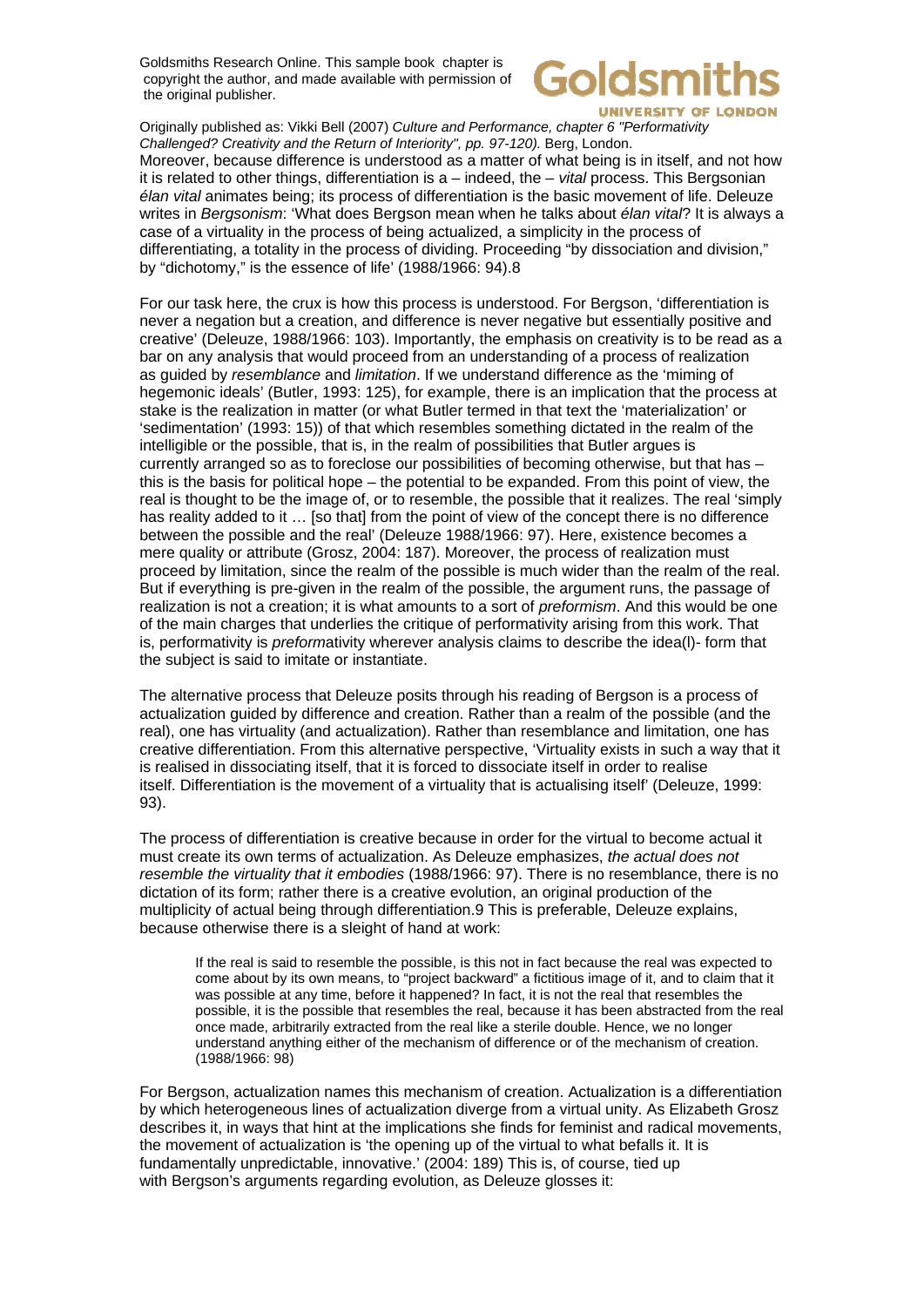Moreover, because difference is understood as a matter of what being is in itself, and not how it is related to other things, differentiation is a – indeed, the – *vital* process. This Bergsonian *élan vital* animates being; its process of differentiation is the basic movement of life. Deleuze writes in *Bergsonism*: 'What does Bergson mean when he talks about *élan vital*? It is always a case of a virtuality in the process of being actualized, a simplicity in the process of differentiating, a totality in the process of dividing. Proceeding "by dissociation and division," by "dichotomy," is the essence of life' (1988/1966: 94).8

For our task here, the crux is how this process is understood. For Bergson, 'differentiation is never a negation but a creation, and difference is never negative but essentially positive and creative' (Deleuze, 1988/1966: 103). Importantly, the emphasis on creativity is to be read as a bar on any analysis that would proceed from an understanding of a process of realization as guided by *resemblance* and *limitation*. If we understand difference as the 'miming of hegemonic ideals' (Butler, 1993: 125), for example, there is an implication that the process at stake is the realization in matter (or what Butler termed in that text the 'materialization' or 'sedimentation' (1993: 15)) of that which resembles something dictated in the realm of the intelligible or the possible, that is, in the realm of possibilities that Butler argues is currently arranged so as to foreclose our possibilities of becoming otherwise, but that has – this is the basis for political hope – the potential to be expanded. From this point of view, the real is thought to be the image of, or to resemble, the possible that it realizes. The real 'simply has reality added to it … [so that] from the point of view of the concept there is no difference between the possible and the real' (Deleuze 1988/1966: 97). Here, existence becomes a mere quality or attribute (Grosz, 2004: 187). Moreover, the process of realization must proceed by limitation, since the realm of the possible is much wider than the realm of the real. But if everything is pre-given in the realm of the possible, the argument runs, the passage of realization is not a creation; it is what amounts to a sort of *preformism*. And this would be one of the main charges that underlies the critique of performativity arising from this work. That is, performativity is *preform*ativity wherever analysis claims to describe the idea(l)- form that the subject is said to imitate or instantiate.

The alternative process that Deleuze posits through his reading of Bergson is a process of actualization guided by difference and creation. Rather than a realm of the possible (and the real), one has virtuality (and actualization). Rather than resemblance and limitation, one has creative differentiation. From this alternative perspective, 'Virtuality exists in such a way that it is realised in dissociating itself, that it is forced to dissociate itself in order to realise itself. Differentiation is the movement of a virtuality that is actualising itself' (Deleuze, 1999: 93).

The process of differentiation is creative because in order for the virtual to become actual it must create its own terms of actualization. As Deleuze emphasizes, *the actual does not resemble the virtuality that it embodies* (1988/1966: 97). There is no resemblance, there is no dictation of its form; rather there is a creative evolution, an original production of the multiplicity of actual being through differentiation.9 This is preferable, Deleuze explains, because otherwise there is a sleight of hand at work:

> If the real is said to resemble the possible, is this not in fact because the real was expected to come about by its own means, to "project backward" a fictitious image of it, and to claim that it was possible at any time, before it happened? In fact, it is not the real that resembles the possible, it is the possible that resembles the real, because it has been abstracted from the real once made, arbitrarily extracted from the real like a sterile double. Hence, we no longer understand anything either of the mechanism of difference or of the mechanism of creation. (1988/1966: 98)

For Bergson, actualization names this mechanism of creation. Actualization is a differentiation by which heterogeneous lines of actualization diverge from a virtual unity. As Elizabeth Grosz describes it, in ways that hint at the implications she finds for feminist and radical movements, the movement of actualization is 'the opening up of the virtual to what befalls it. It is fundamentally unpredictable, innovative.' (2004: 189) This is, of course, tied up with Bergson's arguments regarding evolution, as Deleuze glosses it: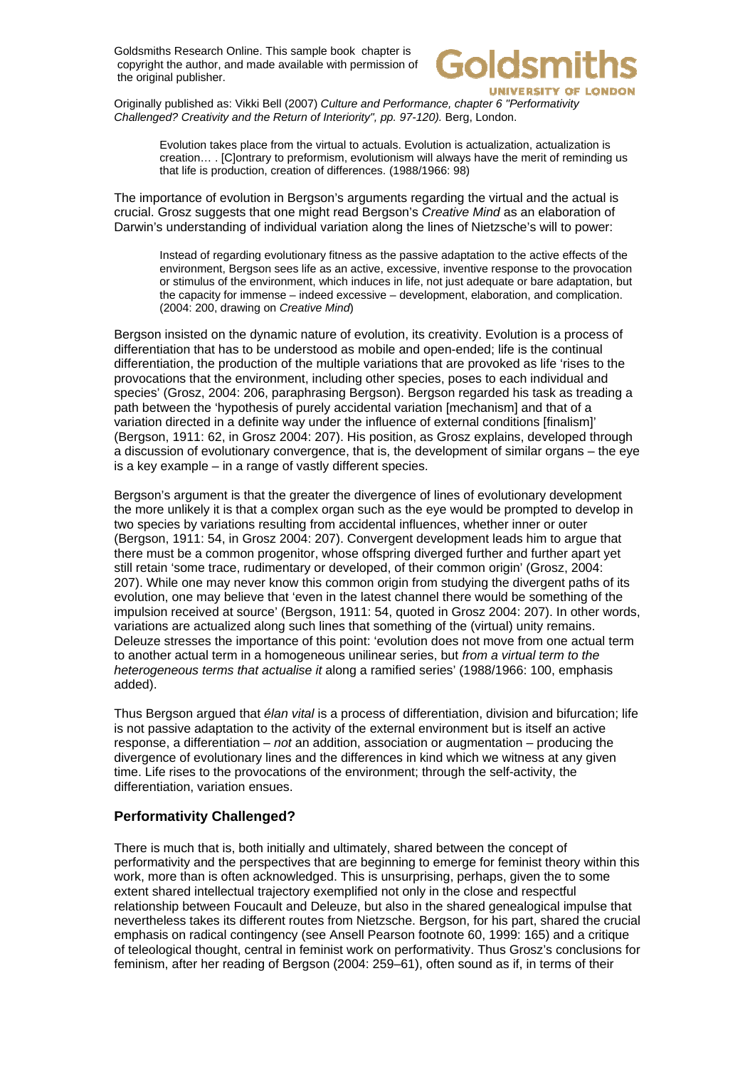Evolution takes place from the virtual to actuals. Evolution is actualization, actualization is creation… . [C]ontrary to preformism, evolutionism will always have the merit of reminding us that life is production, creation of differences. (1988/1966: 98)

The importance of evolution in Bergson's arguments regarding the virtual and the actual is crucial. Grosz suggests that one might read Bergson's *Creative Mind* as an elaboration of Darwin's understanding of individual variation along the lines of Nietzsche's will to power:

> Instead of regarding evolutionary fitness as the passive adaptation to the active effects of the environment, Bergson sees life as an active, excessive, inventive response to the provocation or stimulus of the environment, which induces in life, not just adequate or bare adaptation, but the capacity for immense – indeed excessive – development, elaboration, and complication. (2004: 200, drawing on *Creative Mind*)

Bergson insisted on the dynamic nature of evolution, its creativity. Evolution is a process of differentiation that has to be understood as mobile and open-ended; life is the continual differentiation, the production of the multiple variations that are provoked as life 'rises to the provocations that the environment, including other species, poses to each individual and species' (Grosz, 2004: 206, paraphrasing Bergson). Bergson regarded his task as treading a path between the 'hypothesis of purely accidental variation [mechanism] and that of a variation directed in a definite way under the influence of external conditions [finalism]' (Bergson, 1911: 62, in Grosz 2004: 207). His position, as Grosz explains, developed through a discussion of evolutionary convergence, that is, the development of similar organs – the eye is a key example – in a range of vastly different species.

Bergson's argument is that the greater the divergence of lines of evolutionary development the more unlikely it is that a complex organ such as the eye would be prompted to develop in two species by variations resulting from accidental influences, whether inner or outer (Bergson, 1911: 54, in Grosz 2004: 207). Convergent development leads him to argue that there must be a common progenitor, whose offspring diverged further and further apart yet still retain 'some trace, rudimentary or developed, of their common origin' (Grosz, 2004: 207). While one may never know this common origin from studying the divergent paths of its evolution, one may believe that 'even in the latest channel there would be something of the impulsion received at source' (Bergson, 1911: 54, quoted in Grosz 2004: 207). In other words, variations are actualized along such lines that something of the (virtual) unity remains. Deleuze stresses the importance of this point: 'evolution does not move from one actual term to another actual term in a homogeneous unilinear series, but *from a virtual term to the heterogeneous terms that actualise it* along a ramified series' (1988/1966: 100, emphasis added).

Thus Bergson argued that *élan vital* is a process of differentiation, division and bifurcation; life is not passive adaptation to the activity of the external environment but is itself an active response, a differentiation – *not* an addition, association or augmentation – producing the divergence of evolutionary lines and the differences in kind which we witness at any given time. Life rises to the provocations of the environment; through the self-activity, the differentiation, variation ensues.

## Performativity Challenged?

There is much that is, both initially and ultimately, shared between the concept of performativity and the perspectives that are beginning to emerge for feminist theory within this work, more than is often acknowledged. This is unsurprising, perhaps, given the to some extent shared intellectual trajectory exemplified not only in the close and respectful relationship between Foucault and Deleuze, but also in the shared genealogical impulse that nevertheless takes its different routes from Nietzsche. Bergson, for his part, shared the crucial emphasis on radical contingency (see Ansell Pearson footnote 60, 1999: 165) and a critique of teleological thought, central in feminist work on performativity. Thus Grosz's conclusions for feminism, after her reading of Bergson (2004: 259–61), often sound as if, in terms of their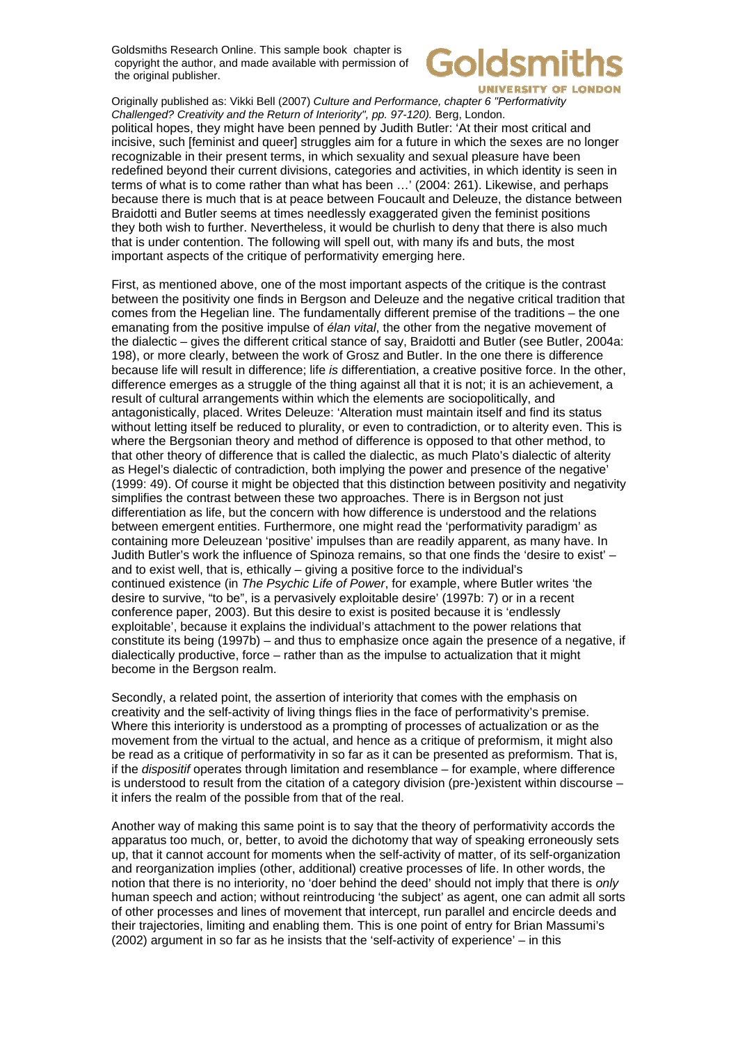political hopes, they might have been penned by Judith Butler: 'At their most critical and incisive, such [feminist and queer] struggles aim for a future in which the sexes are no longer recognizable in their present terms, in which sexuality and sexual pleasure have been redefined beyond their current divisions, categories and activities, in which identity is seen in terms of what is to come rather than what has been …' (2004: 261). Likewise, and perhaps because there is much that is at peace between Foucault and Deleuze, the distance between Braidotti and Butler seems at times needlessly exaggerated given the feminist positions they both wish to further. Nevertheless, it would be churlish to deny that there is also much that is under contention. The following will spell out, with many ifs and buts, the most important aspects of the critique of performativity emerging here.

First, as mentioned above, one of the most important aspects of the critique is the contrast between the positivity one finds in Bergson and Deleuze and the negative critical tradition that comes from the Hegelian line. The fundamentally different premise of the traditions – the one emanating from the positive impulse of *élan vital*, the other from the negative movement of the dialectic – gives the different critical stance of say, Braidotti and Butler (see Butler, 2004a: 198), or more clearly, between the work of Grosz and Butler. In the one there is difference because life will result in difference; life *is* differentiation, a creative positive force. In the other, difference emerges as a struggle of the thing against all that it is not; it is an achievement, a result of cultural arrangements within which the elements are sociopolitically, and antagonistically, placed. Writes Deleuze: 'Alteration must maintain itself and find its status without letting itself be reduced to plurality, or even to contradiction, or to alterity even. This is where the Bergsonian theory and method of difference is opposed to that other method, to that other theory of difference that is called the dialectic, as much Plato's dialectic of alterity as Hegel's dialectic of contradiction, both implying the power and presence of the negative' (1999: 49). Of course it might be objected that this distinction between positivity and negativity simplifies the contrast between these two approaches. There is in Bergson not just differentiation as life, but the concern with how difference is understood and the relations between emergent entities. Furthermore, one might read the 'performativity paradigm' as containing more Deleuzean 'positive' impulses than are readily apparent, as many have. In Judith Butler's work the influence of Spinoza remains, so that one finds the 'desire to exist' – and to exist well, that is, ethically – giving a positive force to the individual's continued existence (in *The Psychic Life of Power*, for example, where Butler writes 'the desire to survive, "to be", is a pervasively exploitable desire' (1997b: 7) or in a recent conference paper, 2003). But this desire to exist is posited because it is 'endlessly exploitable', because it explains the individual's attachment to the power relations that constitute its being (1997b) – and thus to emphasize once again the presence of a negative, if dialectically productive, force – rather than as the impulse to actualization that it might become in the Bergson realm.

Secondly, a related point, the assertion of interiority that comes with the emphasis on creativity and the self-activity of living things flies in the face of performativity's premise. Where this interiority is understood as a prompting of processes of actualization or as the movement from the virtual to the actual, and hence as a critique of preformism, it might also be read as a critique of performativity in so far as it can be presented as preformism. That is, if the *dispositif* operates through limitation and resemblance – for example, where difference is understood to result from the citation of a category division (pre-)existent within discourse – it infers the realm of the possible from that of the real.

Another way of making this same point is to say that the theory of performativity accords the apparatus too much, or, better, to avoid the dichotomy that way of speaking erroneously sets up, that it cannot account for moments when the self-activity of matter, of its self-organization and reorganization implies (other, additional) creative processes of life. In other words, the notion that there is no interiority, no 'doer behind the deed' should not imply that there is *only* human speech and action; without reintroducing 'the subject' as agent, one can admit all sorts of other processes and lines of movement that intercept, run parallel and encircle deeds and their trajectories, limiting and enabling them. This is one point of entry for Brian Massumi's (2002) argument in so far as he insists that the 'self-activity of experience' – in this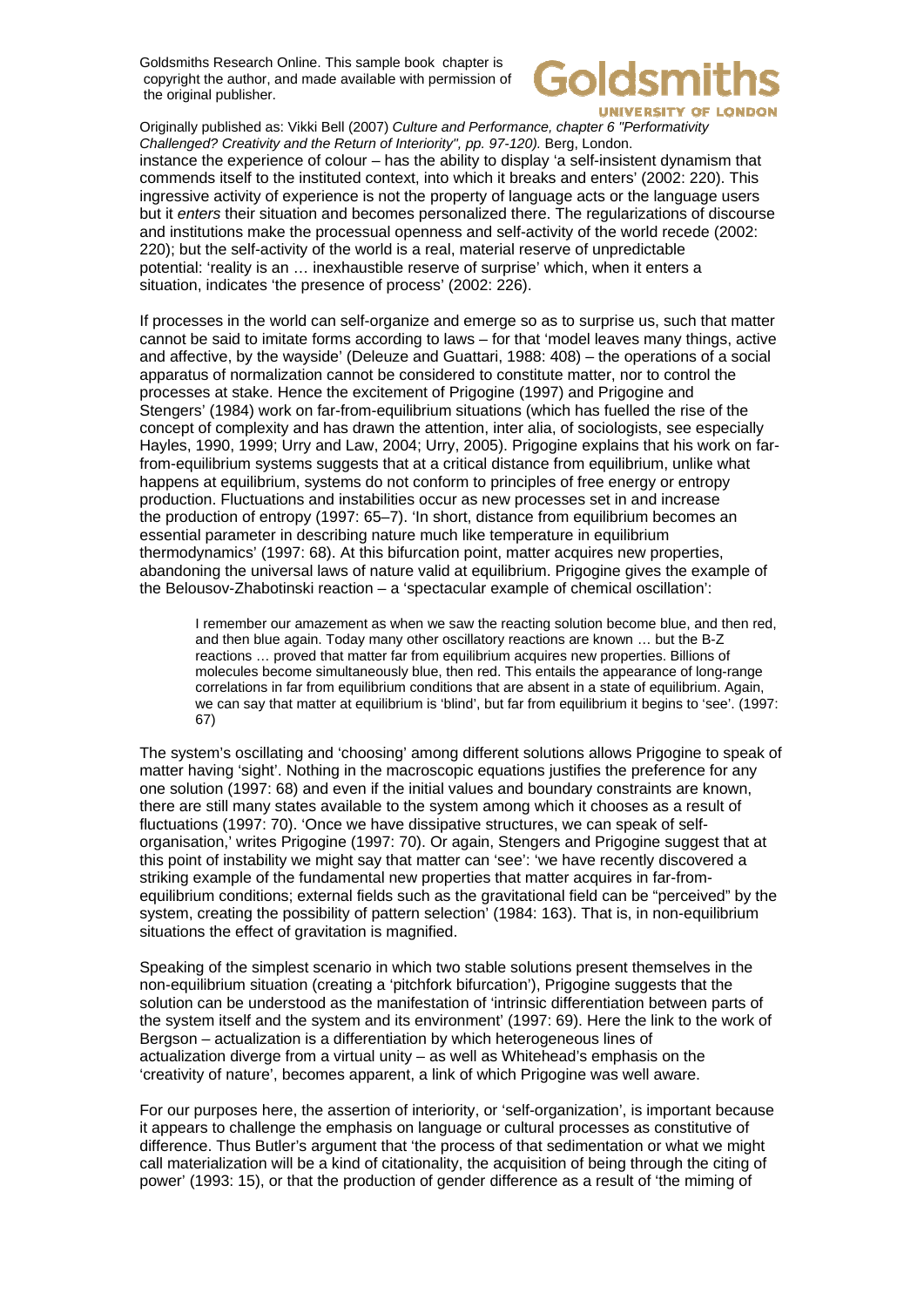instance the experience of colour – has the ability to display 'a self-insistent dynamism that commends itself to the instituted context, into which it breaks and enters' (2002: 220). This ingressive activity of experience is not the property of language acts or the language users but it *enters* their situation and becomes personalized there. The regularizations of discourse and institutions make the processual openness and self-activity of the world recede (2002: 220); but the self-activity of the world is a real, material reserve of unpredictable potential: 'reality is an … inexhaustible reserve of surprise' which, when it enters a situation, indicates 'the presence of process' (2002: 226).

If processes in the world can self-organize and emerge so as to surprise us, such that matter cannot be said to imitate forms according to laws – for that 'model leaves many things, active and affective, by the wayside' (Deleuze and Guattari, 1988: 408) – the operations of a social apparatus of normalization cannot be considered to constitute matter, nor to control the processes at stake. Hence the excitement of Prigogine (1997) and Prigogine and Stengers' (1984) work on far-from-equilibrium situations (which has fuelled the rise of the concept of complexity and has drawn the attention, inter alia, of sociologists, see especially Hayles, 1990, 1999; Urry and Law, 2004; Urry, 2005). Prigogine explains that his work on far-from-equilibrium systems suggests that at a critical distance from equilibrium, unlike what happens at equilibrium, systems do not conform to principles of free energy or entropy production. Fluctuations and instabilities occur as new processes set in and increase the production of entropy (1997: 65–7). 'In short, distance from equilibrium becomes an essential parameter in describing nature much like temperature in equilibrium thermodynamics' (1997: 68). At this bifurcation point, matter acquires new properties, abandoning the universal laws of nature valid at equilibrium. Prigogine gives the example of the Belousov-Zhabotinski reaction – a 'spectacular example of chemical oscillation':

> I remember our amazement as when we saw the reacting solution become blue, and then red, and then blue again. Today many other oscillatory reactions are known … but the B-Z reactions … proved that matter far from equilibrium acquires new properties. Billions of molecules become simultaneously blue, then red. This entails the appearance of long-range correlations in far from equilibrium conditions that are absent in a state of equilibrium. Again, we can say that matter at equilibrium is 'blind', but far from equilibrium it begins to 'see'. (1997: 67)

The system's oscillating and 'choosing' among different solutions allows Prigogine to speak of matter having 'sight'. Nothing in the macroscopic equations justifies the preference for any one solution (1997: 68) and even if the initial values and boundary constraints are known, there are still many states available to the system among which it chooses as a result of fluctuations (1997: 70). 'Once we have dissipative structures, we can speak of self-organisation,' writes Prigogine (1997: 70). Or again, Stengers and Prigogine suggest that at this point of instability we might say that matter can 'see': 'we have recently discovered a striking example of the fundamental new properties that matter acquires in far-from-equilibrium conditions; external fields such as the gravitational field can be "perceived" by the system, creating the possibility of pattern selection' (1984: 163). That is, in non-equilibrium situations the effect of gravitation is magnified.

Speaking of the simplest scenario in which two stable solutions present themselves in the non-equilibrium situation (creating a 'pitchfork bifurcation'), Prigogine suggests that the solution can be understood as the manifestation of 'intrinsic differentiation between parts of the system itself and the system and its environment' (1997: 69). Here the link to the work of Bergson – actualization is a differentiation by which heterogeneous lines of actualization diverge from a virtual unity – as well as Whitehead's emphasis on the 'creativity of nature', becomes apparent, a link of which Prigogine was well aware.

For our purposes here, the assertion of interiority, or 'self-organization', is important because it appears to challenge the emphasis on language or cultural processes as constitutive of difference. Thus Butler's argument that 'the process of that sedimentation or what we might call materialization will be a kind of citationality, the acquisition of being through the citing of power' (1993: 15), or that the production of gender difference as a result of 'the miming of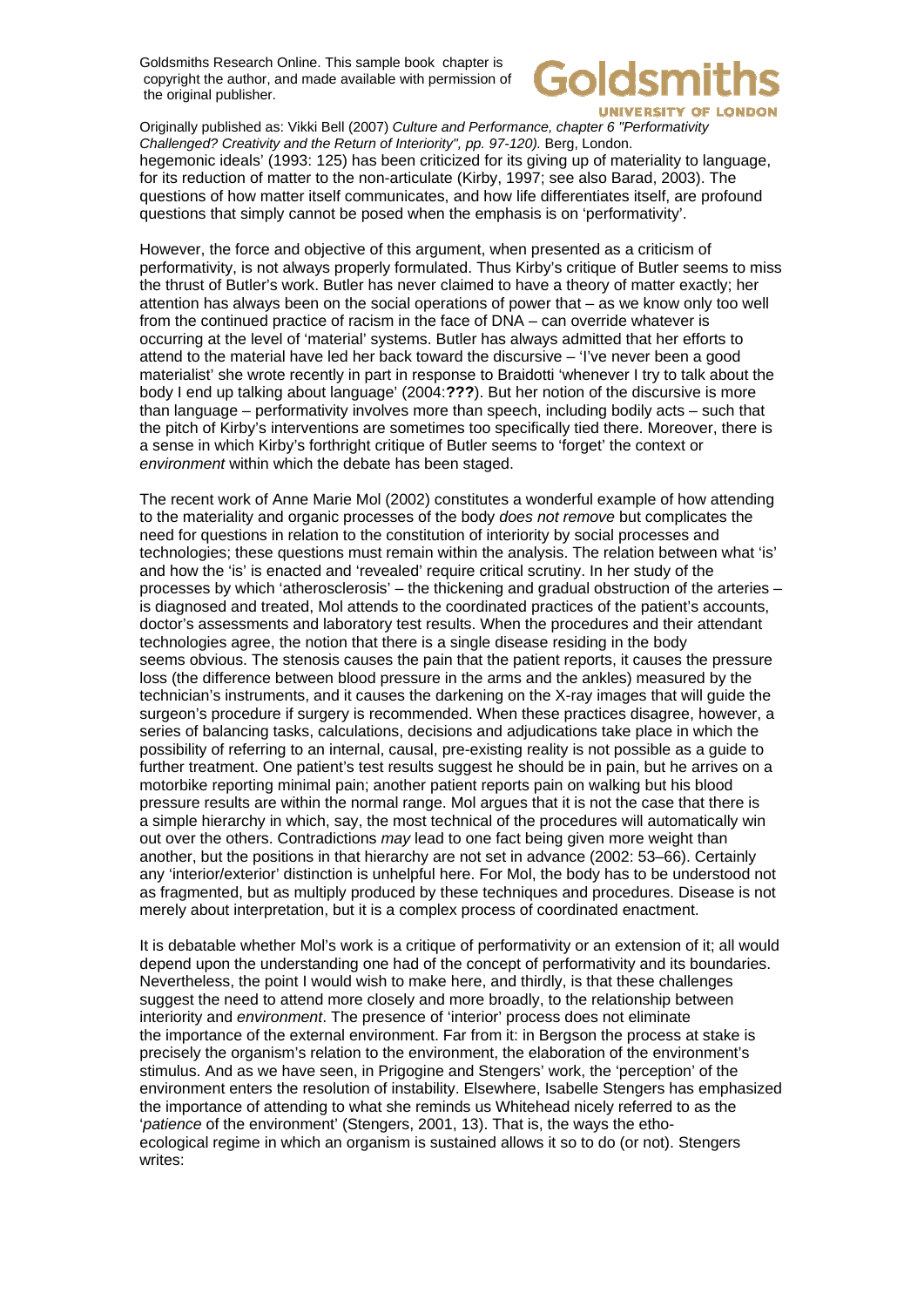hegemonic ideals' (1993: 125) has been criticized for its giving up of materiality to language, for its reduction of matter to the non-articulate (Kirby, 1997; see also Barad, 2003). The questions of how matter itself communicates, and how life differentiates itself, are profound questions that simply cannot be posed when the emphasis is on 'performativity'.

However, the force and objective of this argument, when presented as a criticism of performativity, is not always properly formulated. Thus Kirby's critique of Butler seems to miss the thrust of Butler's work. Butler has never claimed to have a theory of matter exactly; her attention has always been on the social operations of power that – as we know only too well from the continued practice of racism in the face of DNA – can override whatever is occurring at the level of 'material' systems. Butler has always admitted that her efforts to attend to the material have led her back toward the discursive – 'I've never been a good materialist' she wrote recently in part in response to Braidotti 'whenever I try to talk about the body I end up talking about language' (2004:**???**). But her notion of the discursive is more than language – performativity involves more than speech, including bodily acts – such that the pitch of Kirby's interventions are sometimes too specifically tied there. Moreover, there is a sense in which Kirby's forthright critique of Butler seems to 'forget' the context or *environment* within which the debate has been staged.

The recent work of Anne Marie Mol (2002) constitutes a wonderful example of how attending to the materiality and organic processes of the body *does not remove* but complicates the need for questions in relation to the constitution of interiority by social processes and technologies; these questions must remain within the analysis. The relation between what 'is' and how the 'is' is enacted and 'revealed' require critical scrutiny. In her study of the processes by which 'atherosclerosis' – the thickening and gradual obstruction of the arteries – is diagnosed and treated, Mol attends to the coordinated practices of the patient's accounts, doctor's assessments and laboratory test results. When the procedures and their attendant technologies agree, the notion that there is a single disease residing in the body seems obvious. The stenosis causes the pain that the patient reports, it causes the pressure loss (the difference between blood pressure in the arms and the ankles) measured by the technician's instruments, and it causes the darkening on the X-ray images that will guide the surgeon's procedure if surgery is recommended. When these practices disagree, however, a series of balancing tasks, calculations, decisions and adjudications take place in which the possibility of referring to an internal, causal, pre-existing reality is not possible as a guide to further treatment. One patient's test results suggest he should be in pain, but he arrives on a motorbike reporting minimal pain; another patient reports pain on walking but his blood pressure results are within the normal range. Mol argues that it is not the case that there is a simple hierarchy in which, say, the most technical of the procedures will automatically win out over the others. Contradictions *may* lead to one fact being given more weight than another, but the positions in that hierarchy are not set in advance (2002: 53–66). Certainly any 'interior/exterior' distinction is unhelpful here. For Mol, the body has to be understood not as fragmented, but as multiply produced by these techniques and procedures. Disease is not merely about interpretation, but it is a complex process of coordinated enactment.

It is debatable whether Mol's work is a critique of performativity or an extension of it; all would depend upon the understanding one had of the concept of performativity and its boundaries. Nevertheless, the point I would wish to make here, and thirdly, is that these challenges suggest the need to attend more closely and more broadly, to the relationship between interiority and *environment*. The presence of 'interior' process does not eliminate the importance of the external environment. Far from it: in Bergson the process at stake is precisely the organism's relation to the environment, the elaboration of the environment's stimulus. And as we have seen, in Prigogine and Stengers' work, the 'perception' of the environment enters the resolution of instability. Elsewhere, Isabelle Stengers has emphasized the importance of attending to what she reminds us Whitehead nicely referred to as the '*patience* of the environment' (Stengers, 2001, 13). That is, the ways the etho-ecological regime in which an organism is sustained allows it so to do (or not). Stengers writes: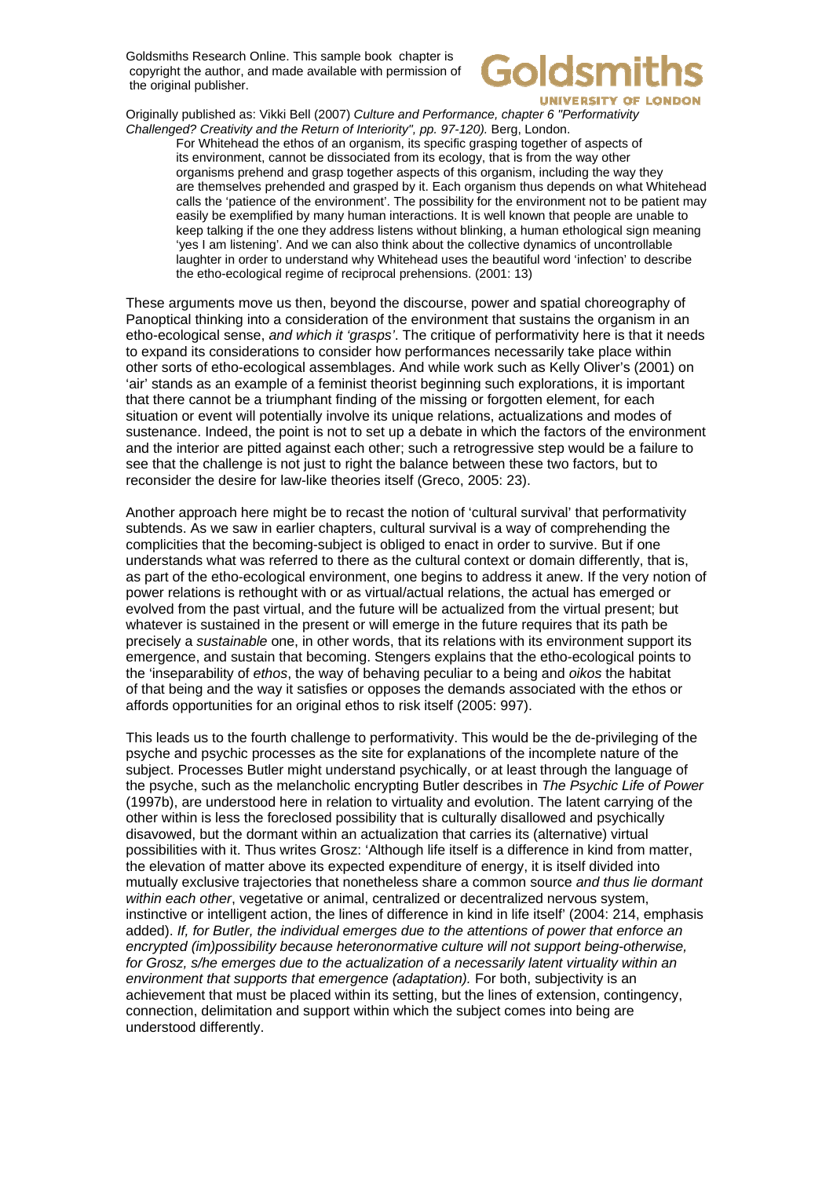For Whitehead the ethos of an organism, its specific grasping together of aspects of its environment, cannot be dissociated from its ecology, that is from the way other organisms prehend and grasp together aspects of this organism, including the way they are themselves prehended and grasped by it. Each organism thus depends on what Whitehead calls the 'patience of the environment'. The possibility for the environment not to be patient may easily be exemplified by many human interactions. It is well known that people are unable to keep talking if the one they address listens without blinking, a human ethological sign meaning 'yes I am listening'. And we can also think about the collective dynamics of uncontrollable laughter in order to understand why Whitehead uses the beautiful word 'infection' to describe the etho-ecological regime of reciprocal prehensions. (2001: 13)

These arguments move us then, beyond the discourse, power and spatial choreography of Panoptical thinking into a consideration of the environment that sustains the organism in an etho-ecological sense, *and which it 'grasps'*. The critique of performativity here is that it needs to expand its considerations to consider how performances necessarily take place within other sorts of etho-ecological assemblages. And while work such as Kelly Oliver's (2001) on 'air' stands as an example of a feminist theorist beginning such explorations, it is important that there cannot be a triumphant finding of the missing or forgotten element, for each situation or event will potentially involve its unique relations, actualizations and modes of sustenance. Indeed, the point is not to set up a debate in which the factors of the environment and the interior are pitted against each other; such a retrogressive step would be a failure to see that the challenge is not just to right the balance between these two factors, but to reconsider the desire for law-like theories itself (Greco, 2005: 23).

Another approach here might be to recast the notion of 'cultural survival' that performativity subtends. As we saw in earlier chapters, cultural survival is a way of comprehending the complicities that the becoming-subject is obliged to enact in order to survive. But if one understands what was referred to there as the cultural context or domain differently, that is, as part of the etho-ecological environment, one begins to address it anew. If the very notion of power relations is rethought with or as virtual/actual relations, the actual has emerged or evolved from the past virtual, and the future will be actualized from the virtual present; but whatever is sustained in the present or will emerge in the future requires that its path be precisely a *sustainable* one, in other words, that its relations with its environment support its emergence, and sustain that becoming. Stengers explains that the etho-ecological points to the 'inseparability of *ethos*, the way of behaving peculiar to a being and *oikos* the habitat of that being and the way it satisfies or opposes the demands associated with the ethos or affords opportunities for an original ethos to risk itself (2005: 997).

This leads us to the fourth challenge to performativity. This would be the de-privileging of the psyche and psychic processes as the site for explanations of the incomplete nature of the subject. Processes Butler might understand psychically, or at least through the language of the psyche, such as the melancholic encrypting Butler describes in *The Psychic Life of Power* (1997b), are understood here in relation to virtuality and evolution. The latent carrying of the other within is less the foreclosed possibility that is culturally disallowed and psychically disavowed, but the dormant within an actualization that carries its (alternative) virtual possibilities with it. Thus writes Grosz: 'Although life itself is a difference in kind from matter, the elevation of matter above its expected expenditure of energy, it is itself divided into mutually exclusive trajectories that nonetheless share a common source *and thus lie dormant within each other*, vegetative or animal, centralized or decentralized nervous system, instinctive or intelligent action, the lines of difference in kind in life itself' (2004: 214, emphasis added). *If, for Butler, the individual emerges due to the attentions of power that enforce an encrypted (im)possibility because heteronormative culture will not support being-otherwise, for Grosz, s/he emerges due to the actualization of a necessarily latent virtuality within an environment that supports that emergence (adaptation).* For both, subjectivity is an achievement that must be placed within its setting, but the lines of extension, contingency, connection, delimitation and support within which the subject comes into being are understood differently.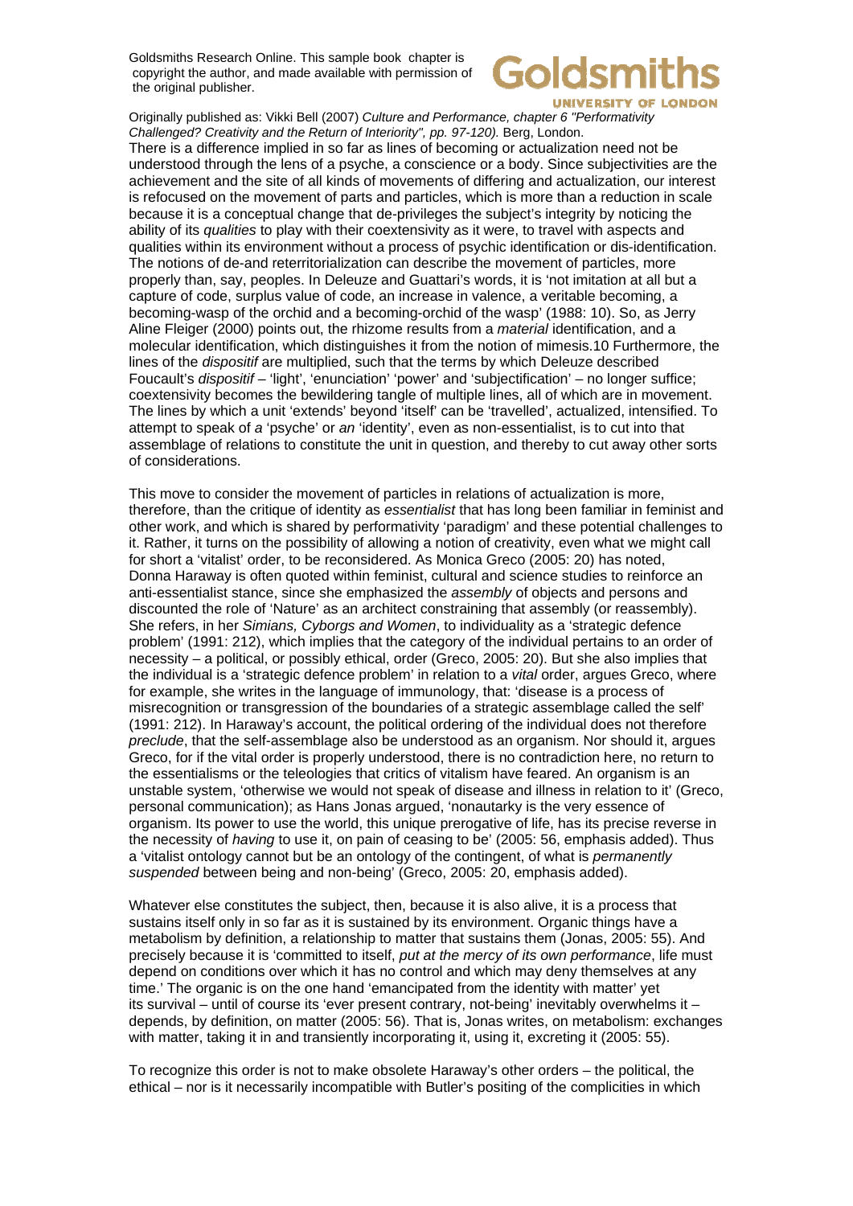There is a difference implied in so far as lines of becoming or actualization need not be understood through the lens of a psyche, a conscience or a body. Since subjectivities are the achievement and the site of all kinds of movements of differing and actualization, our interest is refocused on the movement of parts and particles, which is more than a reduction in scale because it is a conceptual change that de-privileges the subject's integrity by noticing the ability of its *qualities* to play with their coextensivity as it were, to travel with aspects and qualities within its environment without a process of psychic identification or dis-identification. The notions of de-and reterritorialization can describe the movement of particles, more properly than, say, peoples. In Deleuze and Guattari's words, it is 'not imitation at all but a capture of code, surplus value of code, an increase in valence, a veritable becoming, a becoming-wasp of the orchid and a becoming-orchid of the wasp' (1988: 10). So, as Jerry Aline Fleiger (2000) points out, the rhizome results from a *material* identification, and a molecular identification, which distinguishes it from the notion of mimesis.10 Furthermore, the lines of the *dispositif* are multiplied, such that the terms by which Deleuze described Foucault's *dispositif* – 'light', 'enunciation' 'power' and 'subjectification' – no longer suffice; coextensivity becomes the bewildering tangle of multiple lines, all of which are in movement. The lines by which a unit 'extends' beyond 'itself' can be 'travelled', actualized, intensified. To attempt to speak of *a* 'psyche' or *an* 'identity', even as non-essentialist, is to cut into that assemblage of relations to constitute the unit in question, and thereby to cut away other sorts of considerations.

This move to consider the movement of particles in relations of actualization is more, therefore, than the critique of identity as *essentialist* that has long been familiar in feminist and other work, and which is shared by performativity 'paradigm' and these potential challenges to it. Rather, it turns on the possibility of allowing a notion of creativity, even what we might call for short a 'vitalist' order, to be reconsidered. As Monica Greco (2005: 20) has noted, Donna Haraway is often quoted within feminist, cultural and science studies to reinforce an anti-essentialist stance, since she emphasized the *assembly* of objects and persons and discounted the role of 'Nature' as an architect constraining that assembly (or reassembly). She refers, in her *Simians, Cyborgs and Women*, to individuality as a 'strategic defence problem' (1991: 212), which implies that the category of the individual pertains to an order of necessity – a political, or possibly ethical, order (Greco, 2005: 20). But she also implies that the individual is a 'strategic defence problem' in relation to a *vital* order, argues Greco, where for example, she writes in the language of immunology, that: 'disease is a process of misrecognition or transgression of the boundaries of a strategic assemblage called the self' (1991: 212). In Haraway's account, the political ordering of the individual does not therefore *preclude*, that the self-assemblage also be understood as an organism. Nor should it, argues Greco, for if the vital order is properly understood, there is no contradiction here, no return to the essentialisms or the teleologies that critics of vitalism have feared. An organism is an unstable system, 'otherwise we would not speak of disease and illness in relation to it' (Greco, personal communication); as Hans Jonas argued, 'nonautarky is the very essence of organism. Its power to use the world, this unique prerogative of life, has its precise reverse in the necessity of *having* to use it, on pain of ceasing to be' (2005: 56, emphasis added). Thus a 'vitalist ontology cannot but be an ontology of the contingent, of what is *permanently suspended* between being and non-being' (Greco, 2005: 20, emphasis added).

Whatever else constitutes the subject, then, because it is also alive, it is a process that sustains itself only in so far as it is sustained by its environment. Organic things have a metabolism by definition, a relationship to matter that sustains them (Jonas, 2005: 55). And precisely because it is 'committed to itself, *put at the mercy of its own performance*, life must depend on conditions over which it has no control and which may deny themselves at any time.' The organic is on the one hand 'emancipated from the identity with matter' yet its survival – until of course its 'ever present contrary, not-being' inevitably overwhelms it – depends, by definition, on matter (2005: 56). That is, Jonas writes, on metabolism: exchanges with matter, taking it in and transiently incorporating it, using it, excreting it (2005: 55).

To recognize this order is not to make obsolete Haraway's other orders – the political, the ethical – nor is it necessarily incompatible with Butler's positing of the complicities in which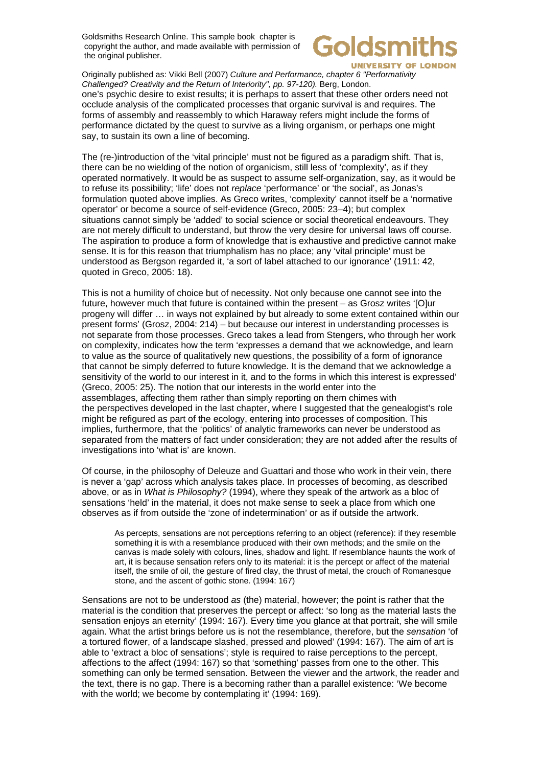one's psychic desire to exist results; it is perhaps to assert that these other orders need not occlude analysis of the complicated processes that organic survival is and requires. The forms of assembly and reassembly to which Haraway refers might include the forms of performance dictated by the quest to survive as a living organism, or perhaps one might say, to sustain its own a line of becoming.

The (re-)introduction of the 'vital principle' must not be figured as a paradigm shift. That is, there can be no wielding of the notion of organicism, still less of 'complexity', as if they operated normatively. It would be as suspect to assume self-organization, say, as it would be to refuse its possibility; 'life' does not *replace* 'performance' or 'the social', as Jonas's formulation quoted above implies. As Greco writes, 'complexity' cannot itself be a 'normative operator' or become a source of self-evidence (Greco, 2005: 23–4); but complex situations cannot simply be 'added' to social science or social theoretical endeavours. They are not merely difficult to understand, but throw the very desire for universal laws off course. The aspiration to produce a form of knowledge that is exhaustive and predictive cannot make sense. It is for this reason that triumphalism has no place; any 'vital principle' must be understood as Bergson regarded it, 'a sort of label attached to our ignorance' (1911: 42, quoted in Greco, 2005: 18).

This is not a humility of choice but of necessity. Not only because one cannot see into the future, however much that future is contained within the present – as Grosz writes '[O]ur progeny will differ … in ways not explained by but already to some extent contained within our present forms' (Grosz, 2004: 214) – but because our interest in understanding processes is not separate from those processes. Greco takes a lead from Stengers, who through her work on complexity, indicates how the term 'expresses a demand that we acknowledge, and learn to value as the source of qualitatively new questions, the possibility of a form of ignorance that cannot be simply deferred to future knowledge. It is the demand that we acknowledge a sensitivity of the world to our interest in it, and to the forms in which this interest is expressed' (Greco, 2005: 25). The notion that our interests in the world enter into the assemblages, affecting them rather than simply reporting on them chimes with the perspectives developed in the last chapter, where I suggested that the genealogist's role might be refigured as part of the ecology, entering into processes of composition. This implies, furthermore, that the 'politics' of analytic frameworks can never be understood as separated from the matters of fact under consideration; they are not added after the results of investigations into 'what is' are known.

Of course, in the philosophy of Deleuze and Guattari and those who work in their vein, there is never a 'gap' across which analysis takes place. In processes of becoming, as described above, or as in *What is Philosophy?* (1994), where they speak of the artwork as a bloc of sensations 'held' in the material, it does not make sense to seek a place from which one observes as if from outside the 'zone of indetermination' or as if outside the artwork.

> As percepts, sensations are not perceptions referring to an object (reference): if they resemble something it is with a resemblance produced with their own methods; and the smile on the canvas is made solely with colours, lines, shadow and light. If resemblance haunts the work of art, it is because sensation refers only to its material: it is the percept or affect of the material itself, the smile of oil, the gesture of fired clay, the thrust of metal, the crouch of Romanesque stone, and the ascent of gothic stone. (1994: 167)

Sensations are not to be understood *as* (the) material, however; the point is rather that the material is the condition that preserves the percept or affect: 'so long as the material lasts the sensation enjoys an eternity' (1994: 167). Every time you glance at that portrait, she will smile again. What the artist brings before us is not the resemblance, therefore, but the *sensation* 'of a tortured flower, of a landscape slashed, pressed and plowed' (1994: 167). The aim of art is able to 'extract a bloc of sensations'; style is required to raise perceptions to the percept, affections to the affect (1994: 167) so that 'something' passes from one to the other. This something can only be termed sensation. Between the viewer and the artwork, the reader and the text, there is no gap. There is a becoming rather than a parallel existence: 'We become with the world; we become by contemplating it' (1994: 169).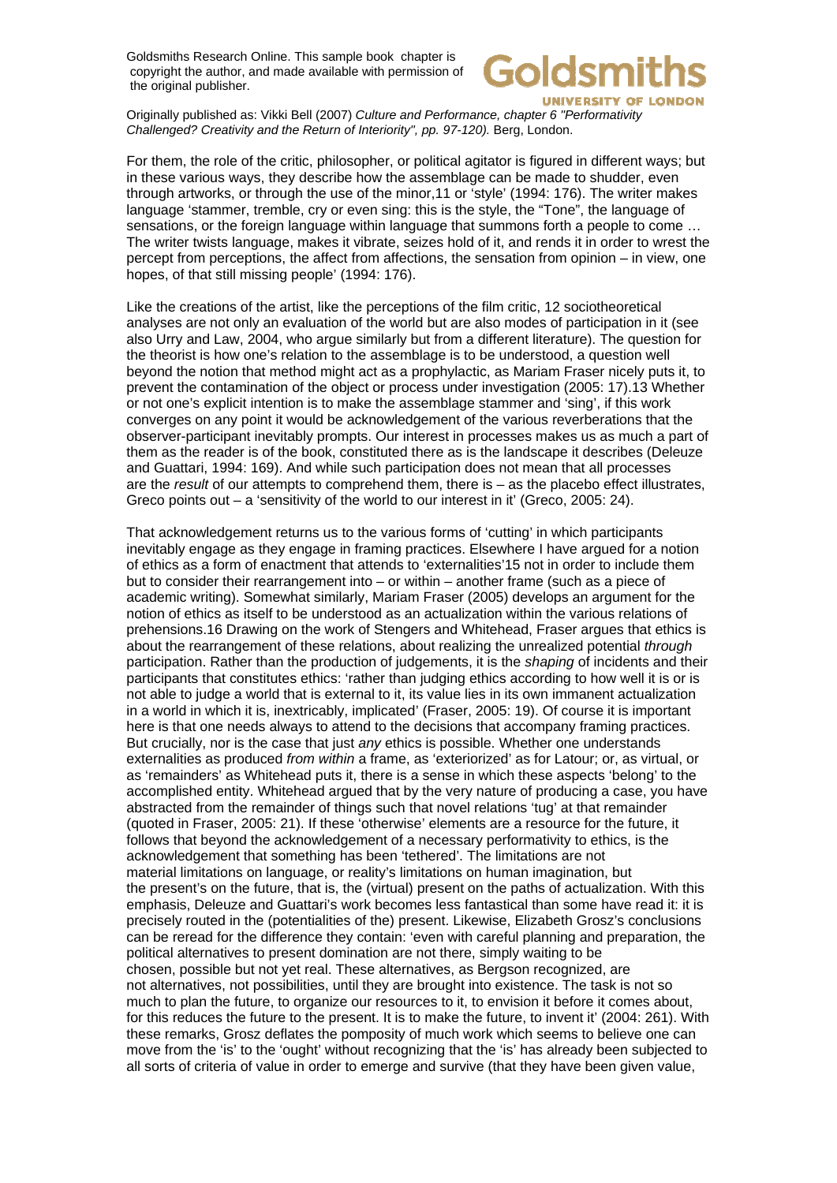For them, the role of the critic, philosopher, or political agitator is figured in different ways; but in these various ways, they describe how the assemblage can be made to shudder, even through artworks, or through the use of the minor,11 or 'style' (1994: 176). The writer makes language 'stammer, tremble, cry or even sing: this is the style, the "Tone", the language of sensations, or the foreign language within language that summons forth a people to come … The writer twists language, makes it vibrate, seizes hold of it, and rends it in order to wrest the percept from perceptions, the affect from affections, the sensation from opinion – in view, one hopes, of that still missing people' (1994: 176).

Like the creations of the artist, like the perceptions of the film critic, 12 sociotheoretical analyses are not only an evaluation of the world but are also modes of participation in it (see also Urry and Law, 2004, who argue similarly but from a different literature). The question for the theorist is how one's relation to the assemblage is to be understood, a question well beyond the notion that method might act as a prophylactic, as Mariam Fraser nicely puts it, to prevent the contamination of the object or process under investigation (2005: 17).13 Whether or not one's explicit intention is to make the assemblage stammer and 'sing', if this work converges on any point it would be acknowledgement of the various reverberations that the observer-participant inevitably prompts. Our interest in processes makes us as much a part of them as the reader is of the book, constituted there as is the landscape it describes (Deleuze and Guattari, 1994: 169). And while such participation does not mean that all processes are the *result* of our attempts to comprehend them, there is – as the placebo effect illustrates, Greco points out – a 'sensitivity of the world to our interest in it' (Greco, 2005: 24).

That acknowledgement returns us to the various forms of 'cutting' in which participants inevitably engage as they engage in framing practices. Elsewhere I have argued for a notion of ethics as a form of enactment that attends to 'externalities'15 not in order to include them but to consider their rearrangement into – or within – another frame (such as a piece of academic writing). Somewhat similarly, Mariam Fraser (2005) develops an argument for the notion of ethics as itself to be understood as an actualization within the various relations of prehensions.16 Drawing on the work of Stengers and Whitehead, Fraser argues that ethics is about the rearrangement of these relations, about realizing the unrealized potential *through* participation. Rather than the production of judgements, it is the *shaping* of incidents and their participants that constitutes ethics: 'rather than judging ethics according to how well it is or is not able to judge a world that is external to it, its value lies in its own immanent actualization in a world in which it is, inextricably, implicated' (Fraser, 2005: 19). Of course it is important here is that one needs always to attend to the decisions that accompany framing practices. But crucially, nor is the case that just *any* ethics is possible. Whether one understands externalities as produced *from within* a frame, as 'exteriorized' as for Latour; or, as virtual, or as 'remainders' as Whitehead puts it, there is a sense in which these aspects 'belong' to the accomplished entity. Whitehead argued that by the very nature of producing a case, you have abstracted from the remainder of things such that novel relations 'tug' at that remainder (quoted in Fraser, 2005: 21). If these 'otherwise' elements are a resource for the future, it follows that beyond the acknowledgement of a necessary performativity to ethics, is the acknowledgement that something has been 'tethered'. The limitations are not material limitations on language, or reality's limitations on human imagination, but the present's on the future, that is, the (virtual) present on the paths of actualization. With this emphasis, Deleuze and Guattari's work becomes less fantastical than some have read it: it is precisely routed in the (potentialities of the) present. Likewise, Elizabeth Grosz's conclusions can be reread for the difference they contain: 'even with careful planning and preparation, the political alternatives to present domination are not there, simply waiting to be chosen, possible but not yet real. These alternatives, as Bergson recognized, are not alternatives, not possibilities, until they are brought into existence. The task is not so much to plan the future, to organize our resources to it, to envision it before it comes about, for this reduces the future to the present. It is to make the future, to invent it' (2004: 261). With these remarks, Grosz deflates the pomposity of much work which seems to believe one can move from the 'is' to the 'ought' without recognizing that the 'is' has already been subjected to all sorts of criteria of value in order to emerge and survive (that they have been given value,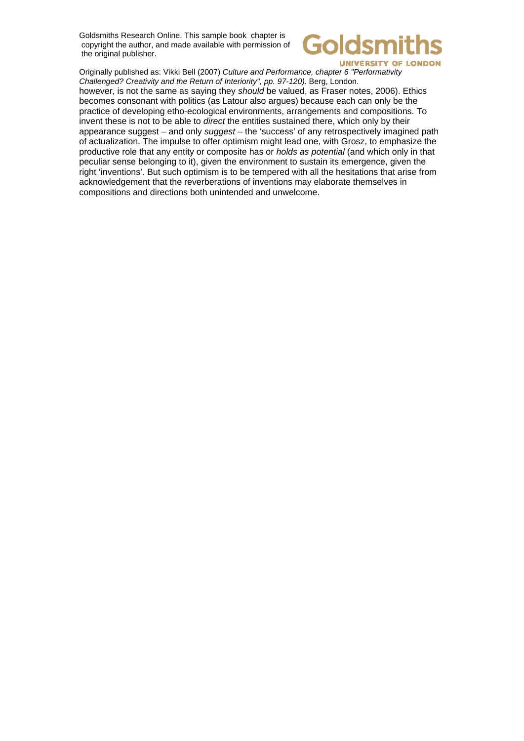however, is not the same as saying they *should* be valued, as Fraser notes, 2006). Ethics becomes consonant with politics (as Latour also argues) because each can only be the practice of developing etho-ecological environments, arrangements and compositions. To invent these is not to be able to *direct* the entities sustained there, which only by their appearance suggest – and only *suggest* – the 'success' of any retrospectively imagined path of actualization. The impulse to offer optimism might lead one, with Grosz, to emphasize the productive role that any entity or composite has or *holds as potential* (and which only in that peculiar sense belonging to it), given the environment to sustain its emergence, given the right 'inventions'. But such optimism is to be tempered with all the hesitations that arise from acknowledgement that the reverberations of inventions may elaborate themselves in compositions and directions both unintended and unwelcome.